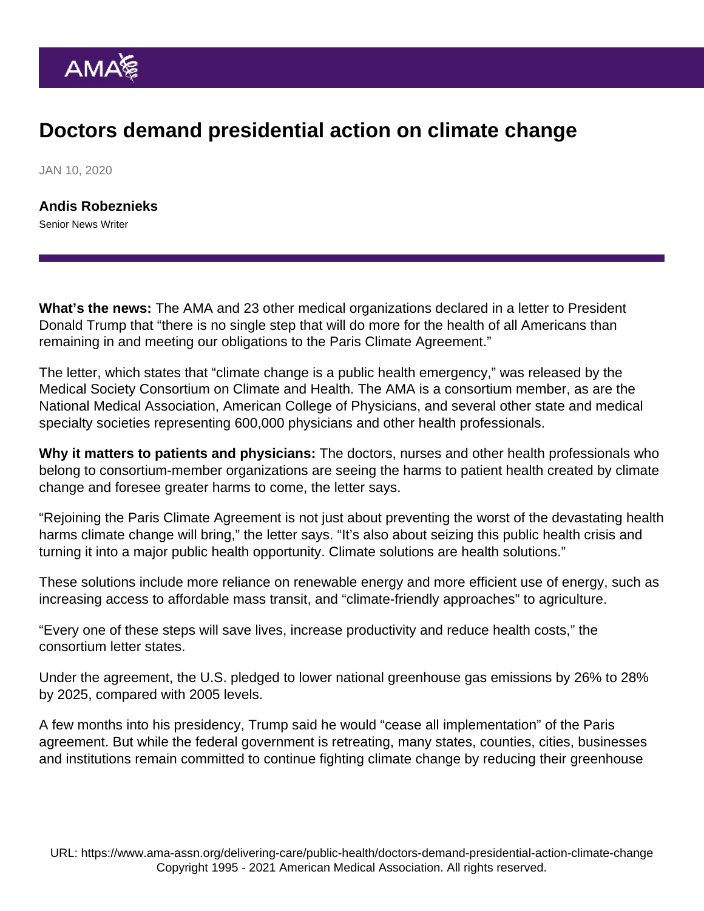# Doctors demand presidential action on climate change

JAN 10, 2020

**Andis Robeznieks**
Senior News Writer

**What's the news:** The AMA and 23 other medical organizations declared in a letter to President Donald Trump that "there is no single step that will do more for the health of all Americans than remaining in and meeting our obligations to the Paris Climate Agreement."

The letter, which states that "climate change is a public health emergency," was released by the Medical Society Consortium on Climate and Health. The AMA is a consortium member, as are the National Medical Association, American College of Physicians, and several other state and medical specialty societies representing 600,000 physicians and other health professionals.

**Why it matters to patients and physicians:** The doctors, nurses and other health professionals who belong to consortium-member organizations are seeing the harms to patient health created by climate change and foresee greater harms to come, the letter says.

"Rejoining the Paris Climate Agreement is not just about preventing the worst of the devastating health harms climate change will bring," the letter says. "It's also about seizing this public health crisis and turning it into a major public health opportunity. Climate solutions are health solutions."

These solutions include more reliance on renewable energy and more efficient use of energy, such as increasing access to affordable mass transit, and "climate-friendly approaches" to agriculture.

"Every one of these steps will save lives, increase productivity and reduce health costs," the consortium letter states.

Under the agreement, the U.S. pledged to lower national greenhouse gas emissions by 26% to 28% by 2025, compared with 2005 levels.

A few months into his presidency, Trump said he would "cease all implementation" of the Paris agreement. But while the federal government is retreating, many states, counties, cities, businesses and institutions remain committed to continue fighting climate change by reducing their greenhouse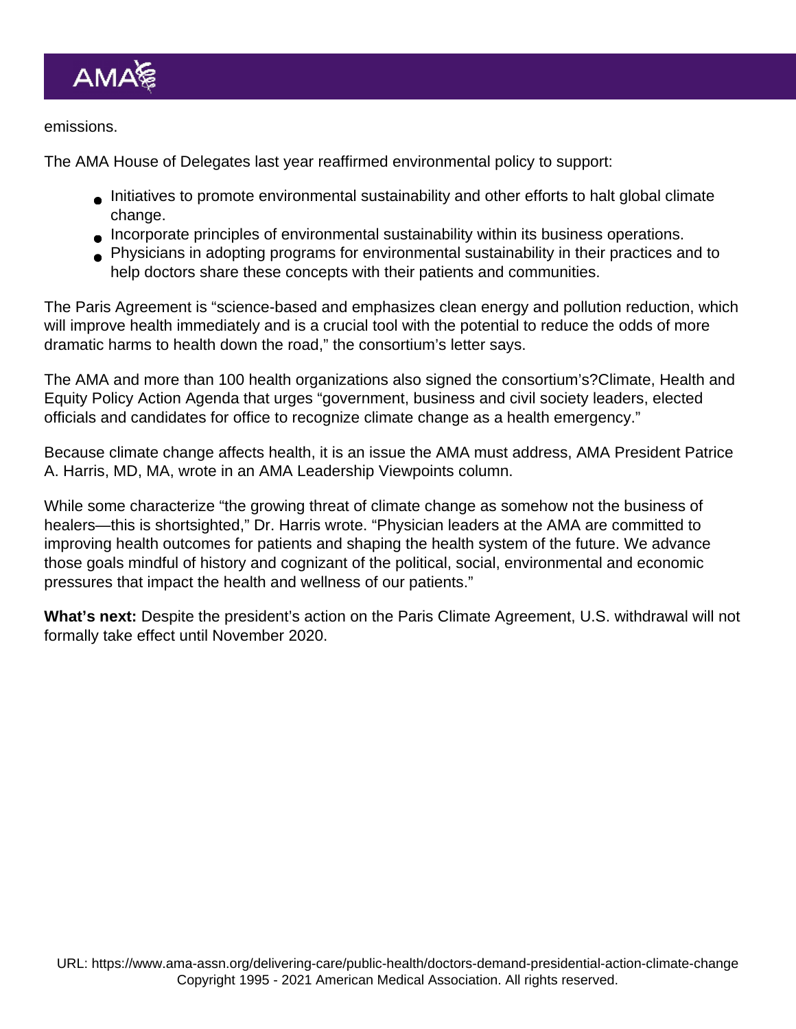emissions.

The AMA House of Delegates last year reaffirmed environmental policy to support:

- Initiatives to promote environmental sustainability and other efforts to halt global climate change.
- Incorporate principles of environmental sustainability within its business operations.
- Physicians in adopting programs for environmental sustainability in their practices and to help doctors share these concepts with their patients and communities.

The Paris Agreement is "science-based and emphasizes clean energy and pollution reduction, which will improve health immediately and is a crucial tool with the potential to reduce the odds of more dramatic harms to health down the road," the consortium's letter says.

The AMA and more than 100 health organizations also signed the consortium's?Climate, Health and Equity Policy Action Agenda that urges "government, business and civil society leaders, elected officials and candidates for office to recognize climate change as a health emergency."

Because climate change affects health, it is an issue the AMA must address, AMA President Patrice A. Harris, MD, MA, wrote in an AMA Leadership Viewpoints column.

While some characterize "the growing threat of climate change as somehow not the business of healers—this is shortsighted," Dr. Harris wrote. "Physician leaders at the AMA are committed to improving health outcomes for patients and shaping the health system of the future. We advance those goals mindful of history and cognizant of the political, social, environmental and economic pressures that impact the health and wellness of our patients."

**What's next:** Despite the president's action on the Paris Climate Agreement, U.S. withdrawal will not formally take effect until November 2020.